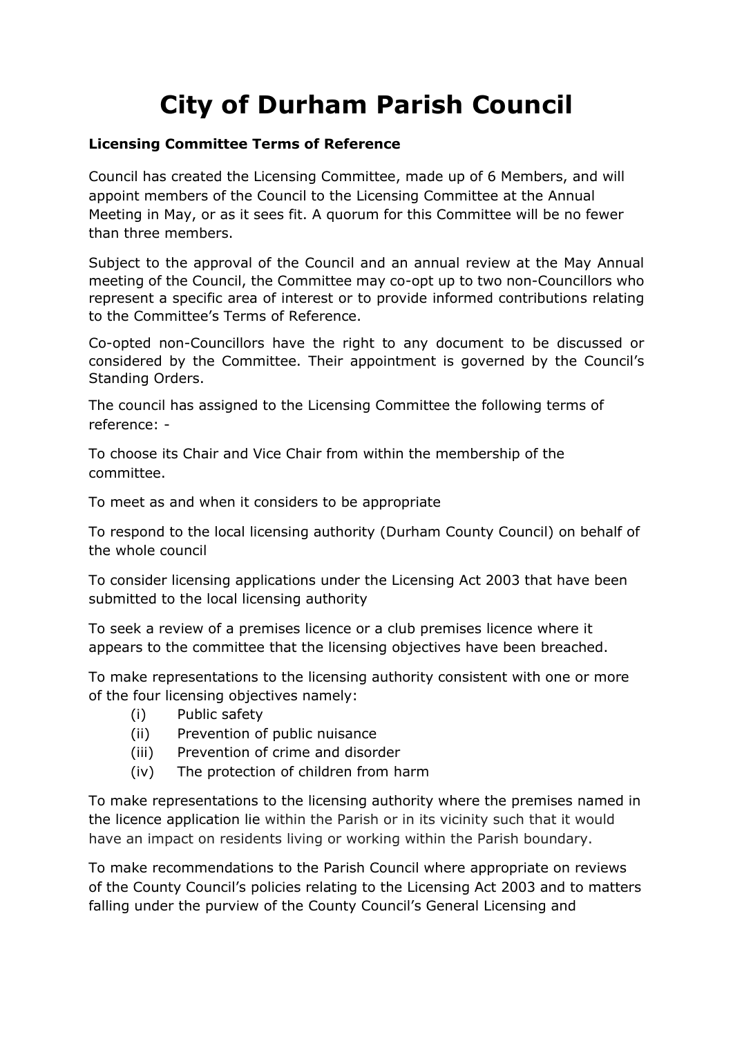# City of Durham Parish Council

**Licensing Committee Terms of Reference**

Council has created the Licensing Committee, made up of 6 Members, and will appoint members of the Council to the Licensing Committee at the Annual Meeting in May, or as it sees fit. A quorum for this Committee will be no fewer than three members.

Subject to the approval of the Council and an annual review at the May Annual meeting of the Council, the Committee may co-opt up to two non-Councillors who represent a specific area of interest or to provide informed contributions relating to the Committee's Terms of Reference.

Co-opted non-Councillors have the right to any document to be discussed or considered by the Committee. Their appointment is governed by the Council's Standing Orders.

The council has assigned to the Licensing Committee the following terms of reference: -

To choose its Chair and Vice Chair from within the membership of the committee.

To meet as and when it considers to be appropriate

To respond to the local licensing authority (Durham County Council) on behalf of the whole council

To consider licensing applications under the Licensing Act 2003 that have been submitted to the local licensing authority

To seek a review of a premises licence or a club premises licence where it appears to the committee that the licensing objectives have been breached.

To make representations to the licensing authority consistent with one or more of the four licensing objectives namely:

- (i) Public safety
- (ii) Prevention of public nuisance
- (iii) Prevention of crime and disorder
- (iv) The protection of children from harm

To make representations to the licensing authority where the premises named in the licence application lie within the Parish or in its vicinity such that it would have an impact on residents living or working within the Parish boundary.

To make recommendations to the Parish Council where appropriate on reviews of the County Council's policies relating to the Licensing Act 2003 and to matters falling under the purview of the County Council's General Licensing and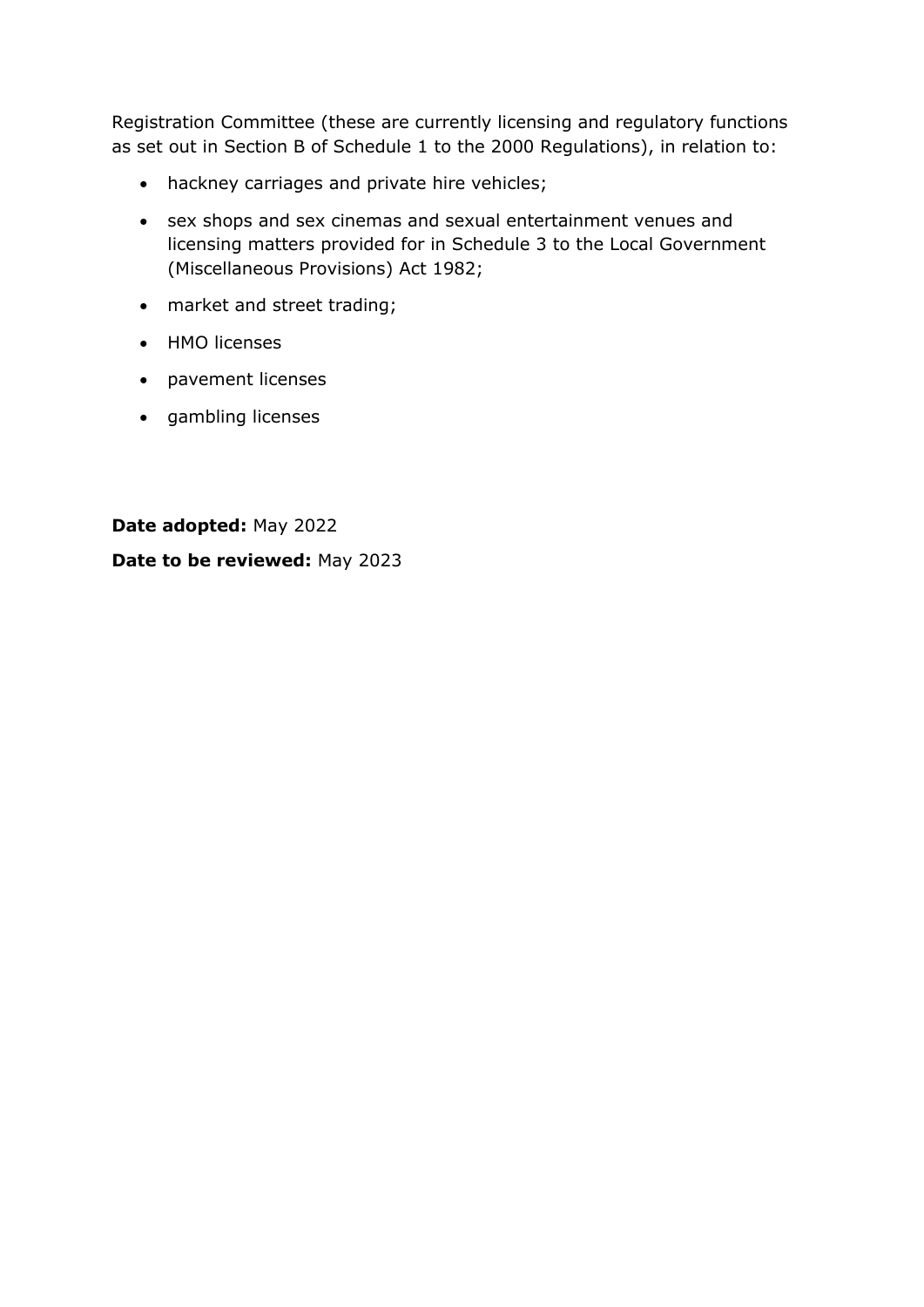Registration Committee (these are currently licensing and regulatory functions as set out in Section B of Schedule 1 to the 2000 Regulations), in relation to:

- hackney carriages and private hire vehicles;
- sex shops and sex cinemas and sexual entertainment venues and licensing matters provided for in Schedule 3 to the Local Government (Miscellaneous Provisions) Act 1982;
- market and street trading;
- HMO licenses
- pavement licenses
- gambling licenses

**Date adopted:** May 2022

**Date to be reviewed:** May 2023